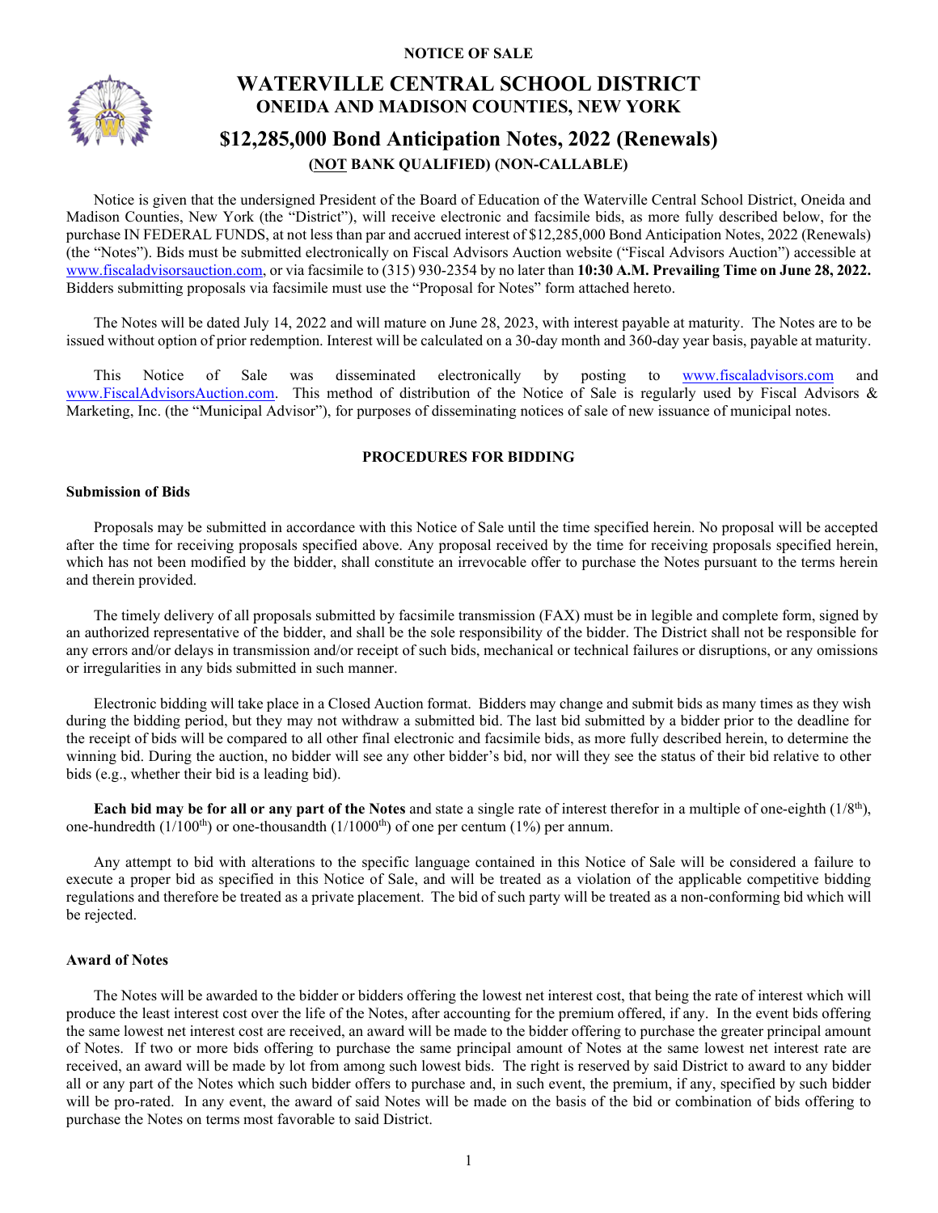NOTICE OF SALE

# WATERVILLE CENTRAL SCHOOL DISTRICT
## ONEIDA AND MADISON COUNTIES, NEW YORK
## $12,285,000 Bond Anticipation Notes, 2022 (Renewals)
### (NOT BANK QUALIFIED) (NON-CALLABLE)

Notice is given that the undersigned President of the Board of Education of the Waterville Central School District, Oneida and Madison Counties, New York (the "District"), will receive electronic and facsimile bids, as more fully described below, for the purchase IN FEDERAL FUNDS, at not less than par and accrued interest of $12,285,000 Bond Anticipation Notes, 2022 (Renewals) (the "Notes"). Bids must be submitted electronically on Fiscal Advisors Auction website ("Fiscal Advisors Auction") accessible at www.fiscaladvisorsauction.com, or via facsimile to (315) 930-2354 by no later than **10:30 A.M. Prevailing Time on June 28, 2022.** Bidders submitting proposals via facsimile must use the "Proposal for Notes" form attached hereto.

The Notes will be dated July 14, 2022 and will mature on June 28, 2023, with interest payable at maturity. The Notes are to be issued without option of prior redemption. Interest will be calculated on a 30-day month and 360-day year basis, payable at maturity.

This Notice of Sale was disseminated electronically by posting to www.fiscaladvisors.com and www.FiscalAdvisorsAuction.com. This method of distribution of the Notice of Sale is regularly used by Fiscal Advisors & Marketing, Inc. (the "Municipal Advisor"), for purposes of disseminating notices of sale of new issuance of municipal notes.

## PROCEDURES FOR BIDDING

### Submission of Bids

Proposals may be submitted in accordance with this Notice of Sale until the time specified herein. No proposal will be accepted after the time for receiving proposals specified above. Any proposal received by the time for receiving proposals specified herein, which has not been modified by the bidder, shall constitute an irrevocable offer to purchase the Notes pursuant to the terms herein and therein provided.

The timely delivery of all proposals submitted by facsimile transmission (FAX) must be in legible and complete form, signed by an authorized representative of the bidder, and shall be the sole responsibility of the bidder. The District shall not be responsible for any errors and/or delays in transmission and/or receipt of such bids, mechanical or technical failures or disruptions, or any omissions or irregularities in any bids submitted in such manner.

Electronic bidding will take place in a Closed Auction format. Bidders may change and submit bids as many times as they wish during the bidding period, but they may not withdraw a submitted bid. The last bid submitted by a bidder prior to the deadline for the receipt of bids will be compared to all other final electronic and facsimile bids, as more fully described herein, to determine the winning bid. During the auction, no bidder will see any other bidder's bid, nor will they see the status of their bid relative to other bids (e.g., whether their bid is a leading bid).

**Each bid may be for all or any part of the Notes** and state a single rate of interest therefor in a multiple of one-eighth (1/8th), one-hundredth (1/100th) or one-thousandth (1/1000th) of one per centum (1%) per annum.

Any attempt to bid with alterations to the specific language contained in this Notice of Sale will be considered a failure to execute a proper bid as specified in this Notice of Sale, and will be treated as a violation of the applicable competitive bidding regulations and therefore be treated as a private placement. The bid of such party will be treated as a non-conforming bid which will be rejected.

### Award of Notes

The Notes will be awarded to the bidder or bidders offering the lowest net interest cost, that being the rate of interest which will produce the least interest cost over the life of the Notes, after accounting for the premium offered, if any. In the event bids offering the same lowest net interest cost are received, an award will be made to the bidder offering to purchase the greater principal amount of Notes. If two or more bids offering to purchase the same principal amount of Notes at the same lowest net interest rate are received, an award will be made by lot from among such lowest bids. The right is reserved by said District to award to any bidder all or any part of the Notes which such bidder offers to purchase and, in such event, the premium, if any, specified by such bidder will be pro-rated. In any event, the award of said Notes will be made on the basis of the bid or combination of bids offering to purchase the Notes on terms most favorable to said District.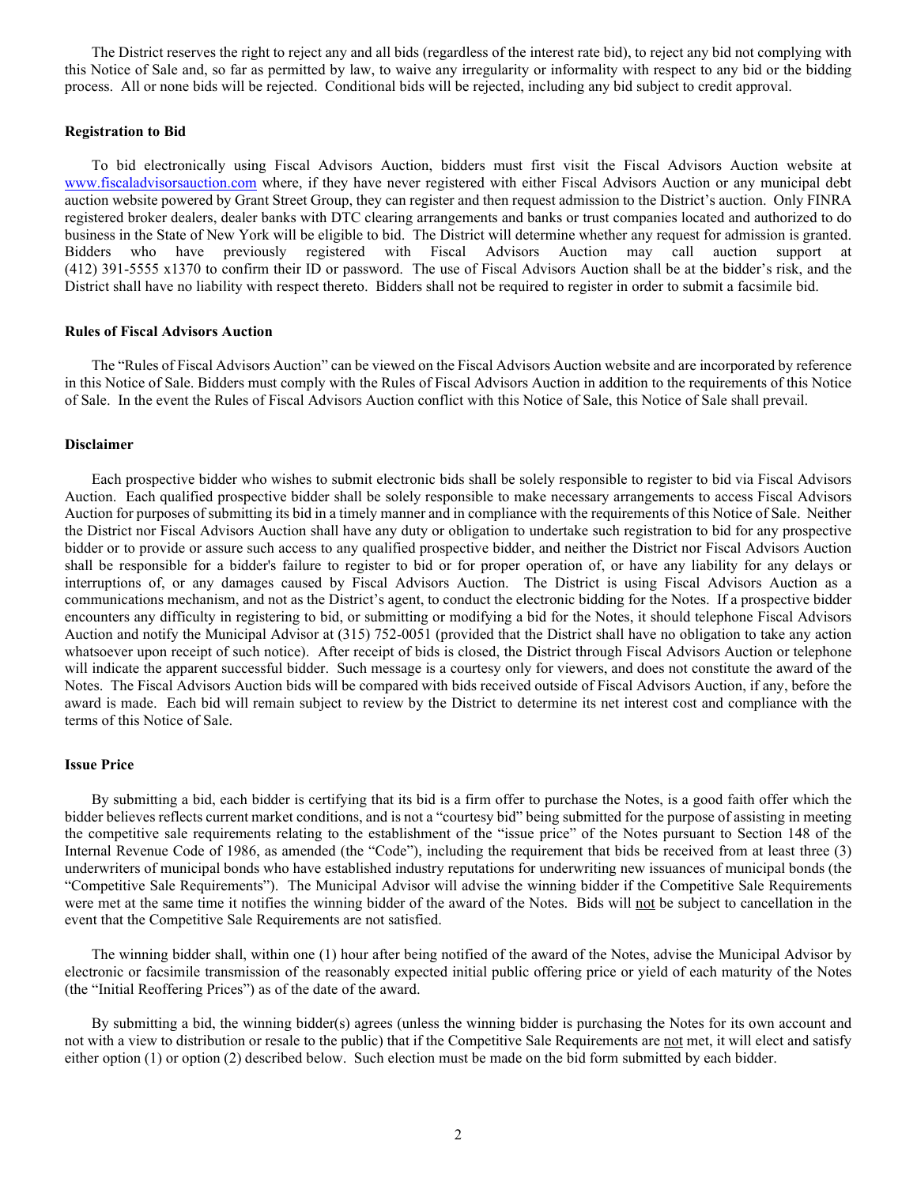The District reserves the right to reject any and all bids (regardless of the interest rate bid), to reject any bid not complying with this Notice of Sale and, so far as permitted by law, to waive any irregularity or informality with respect to any bid or the bidding process. All or none bids will be rejected. Conditional bids will be rejected, including any bid subject to credit approval.

**Registration to Bid**

To bid electronically using Fiscal Advisors Auction, bidders must first visit the Fiscal Advisors Auction website at www.fiscaladvisorsauction.com where, if they have never registered with either Fiscal Advisors Auction or any municipal debt auction website powered by Grant Street Group, they can register and then request admission to the District's auction. Only FINRA registered broker dealers, dealer banks with DTC clearing arrangements and banks or trust companies located and authorized to do business in the State of New York will be eligible to bid. The District will determine whether any request for admission is granted. Bidders who have previously registered with Fiscal Advisors Auction may call auction support at (412) 391-5555 x1370 to confirm their ID or password. The use of Fiscal Advisors Auction shall be at the bidder's risk, and the District shall have no liability with respect thereto. Bidders shall not be required to register in order to submit a facsimile bid.

**Rules of Fiscal Advisors Auction**

The "Rules of Fiscal Advisors Auction" can be viewed on the Fiscal Advisors Auction website and are incorporated by reference in this Notice of Sale. Bidders must comply with the Rules of Fiscal Advisors Auction in addition to the requirements of this Notice of Sale. In the event the Rules of Fiscal Advisors Auction conflict with this Notice of Sale, this Notice of Sale shall prevail.

**Disclaimer**

Each prospective bidder who wishes to submit electronic bids shall be solely responsible to register to bid via Fiscal Advisors Auction. Each qualified prospective bidder shall be solely responsible to make necessary arrangements to access Fiscal Advisors Auction for purposes of submitting its bid in a timely manner and in compliance with the requirements of this Notice of Sale. Neither the District nor Fiscal Advisors Auction shall have any duty or obligation to undertake such registration to bid for any prospective bidder or to provide or assure such access to any qualified prospective bidder, and neither the District nor Fiscal Advisors Auction shall be responsible for a bidder's failure to register to bid or for proper operation of, or have any liability for any delays or interruptions of, or any damages caused by Fiscal Advisors Auction. The District is using Fiscal Advisors Auction as a communications mechanism, and not as the District's agent, to conduct the electronic bidding for the Notes. If a prospective bidder encounters any difficulty in registering to bid, or submitting or modifying a bid for the Notes, it should telephone Fiscal Advisors Auction and notify the Municipal Advisor at (315) 752-0051 (provided that the District shall have no obligation to take any action whatsoever upon receipt of such notice). After receipt of bids is closed, the District through Fiscal Advisors Auction or telephone will indicate the apparent successful bidder. Such message is a courtesy only for viewers, and does not constitute the award of the Notes. The Fiscal Advisors Auction bids will be compared with bids received outside of Fiscal Advisors Auction, if any, before the award is made. Each bid will remain subject to review by the District to determine its net interest cost and compliance with the terms of this Notice of Sale.

**Issue Price**

By submitting a bid, each bidder is certifying that its bid is a firm offer to purchase the Notes, is a good faith offer which the bidder believes reflects current market conditions, and is not a "courtesy bid" being submitted for the purpose of assisting in meeting the competitive sale requirements relating to the establishment of the "issue price" of the Notes pursuant to Section 148 of the Internal Revenue Code of 1986, as amended (the "Code"), including the requirement that bids be received from at least three (3) underwriters of municipal bonds who have established industry reputations for underwriting new issuances of municipal bonds (the "Competitive Sale Requirements"). The Municipal Advisor will advise the winning bidder if the Competitive Sale Requirements were met at the same time it notifies the winning bidder of the award of the Notes. Bids will not be subject to cancellation in the event that the Competitive Sale Requirements are not satisfied.

The winning bidder shall, within one (1) hour after being notified of the award of the Notes, advise the Municipal Advisor by electronic or facsimile transmission of the reasonably expected initial public offering price or yield of each maturity of the Notes (the "Initial Reoffering Prices") as of the date of the award.

By submitting a bid, the winning bidder(s) agrees (unless the winning bidder is purchasing the Notes for its own account and not with a view to distribution or resale to the public) that if the Competitive Sale Requirements are not met, it will elect and satisfy either option (1) or option (2) described below. Such election must be made on the bid form submitted by each bidder.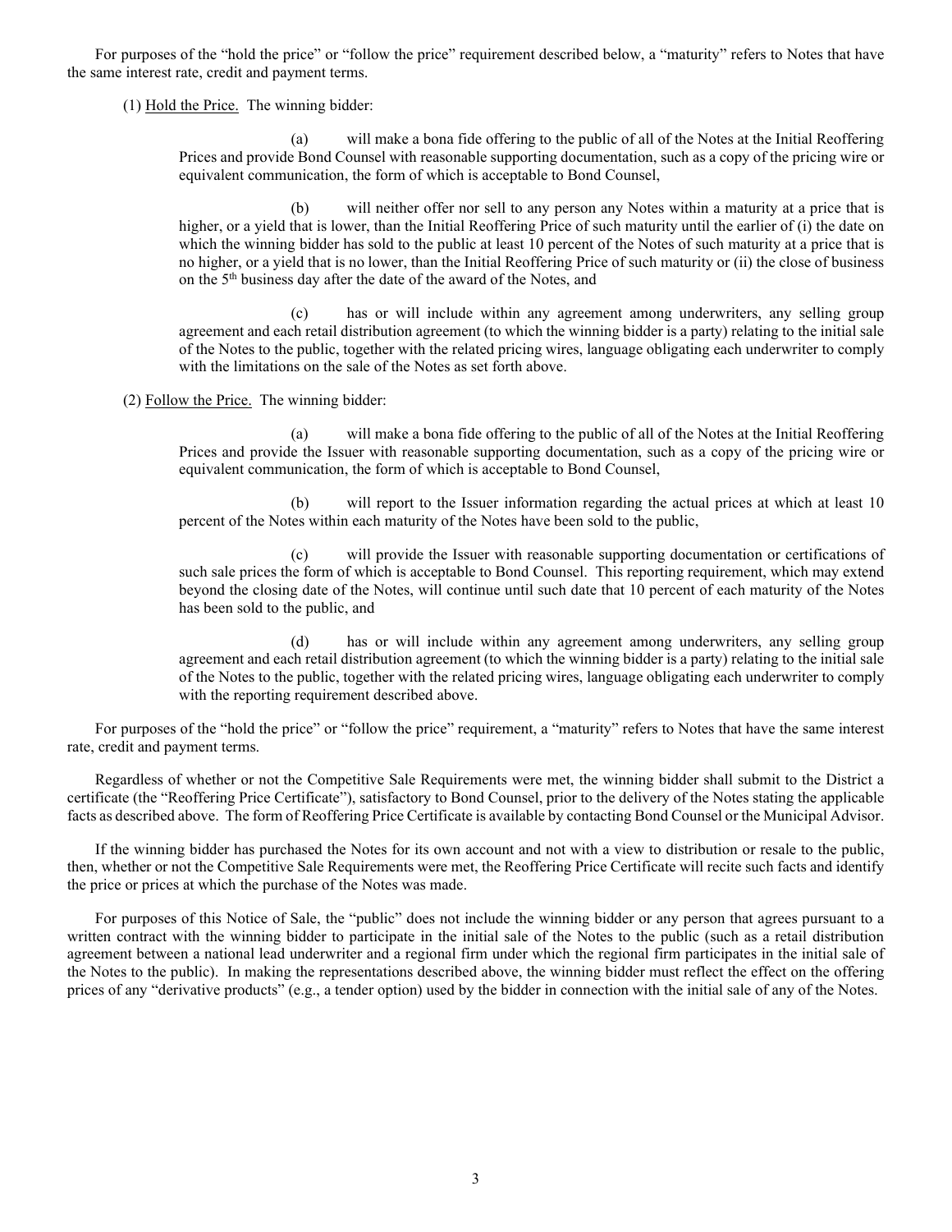For purposes of the "hold the price" or "follow the price" requirement described below, a "maturity" refers to Notes that have the same interest rate, credit and payment terms.

(1) <u>Hold the Price.</u> The winning bidder:

(a) will make a bona fide offering to the public of all of the Notes at the Initial Reoffering Prices and provide Bond Counsel with reasonable supporting documentation, such as a copy of the pricing wire or equivalent communication, the form of which is acceptable to Bond Counsel,

(b) will neither offer nor sell to any person any Notes within a maturity at a price that is higher, or a yield that is lower, than the Initial Reoffering Price of such maturity until the earlier of (i) the date on which the winning bidder has sold to the public at least 10 percent of the Notes of such maturity at a price that is no higher, or a yield that is no lower, than the Initial Reoffering Price of such maturity or (ii) the close of business on the 5th business day after the date of the award of the Notes, and

(c) has or will include within any agreement among underwriters, any selling group agreement and each retail distribution agreement (to which the winning bidder is a party) relating to the initial sale of the Notes to the public, together with the related pricing wires, language obligating each underwriter to comply with the limitations on the sale of the Notes as set forth above.

(2) <u>Follow the Price.</u> The winning bidder:

(a) will make a bona fide offering to the public of all of the Notes at the Initial Reoffering Prices and provide the Issuer with reasonable supporting documentation, such as a copy of the pricing wire or equivalent communication, the form of which is acceptable to Bond Counsel,

(b) will report to the Issuer information regarding the actual prices at which at least 10 percent of the Notes within each maturity of the Notes have been sold to the public,

(c) will provide the Issuer with reasonable supporting documentation or certifications of such sale prices the form of which is acceptable to Bond Counsel. This reporting requirement, which may extend beyond the closing date of the Notes, will continue until such date that 10 percent of each maturity of the Notes has been sold to the public, and

(d) has or will include within any agreement among underwriters, any selling group agreement and each retail distribution agreement (to which the winning bidder is a party) relating to the initial sale of the Notes to the public, together with the related pricing wires, language obligating each underwriter to comply with the reporting requirement described above.

For purposes of the "hold the price" or "follow the price" requirement, a "maturity" refers to Notes that have the same interest rate, credit and payment terms.

Regardless of whether or not the Competitive Sale Requirements were met, the winning bidder shall submit to the District a certificate (the "Reoffering Price Certificate"), satisfactory to Bond Counsel, prior to the delivery of the Notes stating the applicable facts as described above. The form of Reoffering Price Certificate is available by contacting Bond Counsel or the Municipal Advisor.

If the winning bidder has purchased the Notes for its own account and not with a view to distribution or resale to the public, then, whether or not the Competitive Sale Requirements were met, the Reoffering Price Certificate will recite such facts and identify the price or prices at which the purchase of the Notes was made.

For purposes of this Notice of Sale, the "public" does not include the winning bidder or any person that agrees pursuant to a written contract with the winning bidder to participate in the initial sale of the Notes to the public (such as a retail distribution agreement between a national lead underwriter and a regional firm under which the regional firm participates in the initial sale of the Notes to the public). In making the representations described above, the winning bidder must reflect the effect on the offering prices of any "derivative products" (e.g., a tender option) used by the bidder in connection with the initial sale of any of the Notes.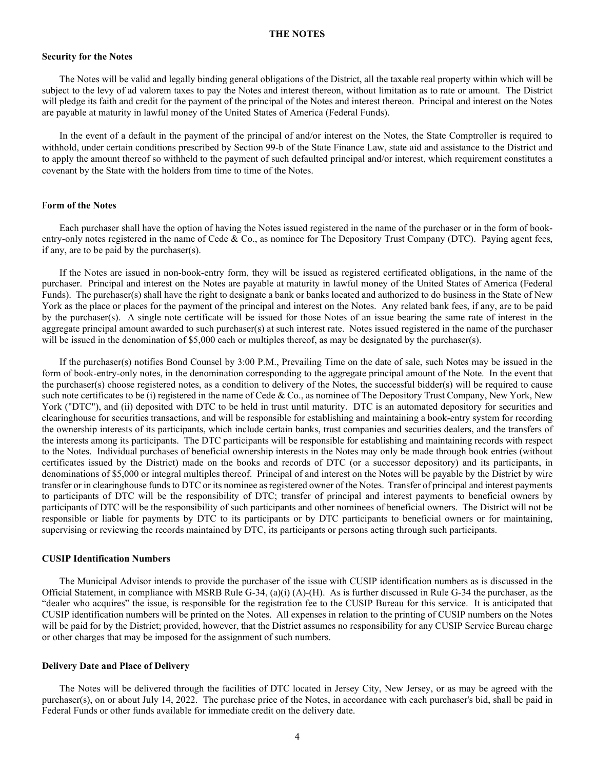## THE NOTES

### Security for the Notes

The Notes will be valid and legally binding general obligations of the District, all the taxable real property within which will be subject to the levy of ad valorem taxes to pay the Notes and interest thereon, without limitation as to rate or amount. The District will pledge its faith and credit for the payment of the principal of the Notes and interest thereon. Principal and interest on the Notes are payable at maturity in lawful money of the United States of America (Federal Funds).

In the event of a default in the payment of the principal of and/or interest on the Notes, the State Comptroller is required to withhold, under certain conditions prescribed by Section 99-b of the State Finance Law, state aid and assistance to the District and to apply the amount thereof so withheld to the payment of such defaulted principal and/or interest, which requirement constitutes a covenant by the State with the holders from time to time of the Notes.

### Form of the Notes

Each purchaser shall have the option of having the Notes issued registered in the name of the purchaser or in the form of book-entry-only notes registered in the name of Cede & Co., as nominee for The Depository Trust Company (DTC). Paying agent fees, if any, are to be paid by the purchaser(s).

If the Notes are issued in non-book-entry form, they will be issued as registered certificated obligations, in the name of the purchaser. Principal and interest on the Notes are payable at maturity in lawful money of the United States of America (Federal Funds). The purchaser(s) shall have the right to designate a bank or banks located and authorized to do business in the State of New York as the place or places for the payment of the principal and interest on the Notes. Any related bank fees, if any, are to be paid by the purchaser(s). A single note certificate will be issued for those Notes of an issue bearing the same rate of interest in the aggregate principal amount awarded to such purchaser(s) at such interest rate. Notes issued registered in the name of the purchaser will be issued in the denomination of $5,000 each or multiples thereof, as may be designated by the purchaser(s).

If the purchaser(s) notifies Bond Counsel by 3:00 P.M., Prevailing Time on the date of sale, such Notes may be issued in the form of book-entry-only notes, in the denomination corresponding to the aggregate principal amount of the Note. In the event that the purchaser(s) choose registered notes, as a condition to delivery of the Notes, the successful bidder(s) will be required to cause such note certificates to be (i) registered in the name of Cede & Co., as nominee of The Depository Trust Company, New York, New York ("DTC"), and (ii) deposited with DTC to be held in trust until maturity. DTC is an automated depository for securities and clearinghouse for securities transactions, and will be responsible for establishing and maintaining a book-entry system for recording the ownership interests of its participants, which include certain banks, trust companies and securities dealers, and the transfers of the interests among its participants. The DTC participants will be responsible for establishing and maintaining records with respect to the Notes. Individual purchases of beneficial ownership interests in the Notes may only be made through book entries (without certificates issued by the District) made on the books and records of DTC (or a successor depository) and its participants, in denominations of $5,000 or integral multiples thereof. Principal of and interest on the Notes will be payable by the District by wire transfer or in clearinghouse funds to DTC or its nominee as registered owner of the Notes. Transfer of principal and interest payments to participants of DTC will be the responsibility of DTC; transfer of principal and interest payments to beneficial owners by participants of DTC will be the responsibility of such participants and other nominees of beneficial owners. The District will not be responsible or liable for payments by DTC to its participants or by DTC participants to beneficial owners or for maintaining, supervising or reviewing the records maintained by DTC, its participants or persons acting through such participants.

### CUSIP Identification Numbers

The Municipal Advisor intends to provide the purchaser of the issue with CUSIP identification numbers as is discussed in the Official Statement, in compliance with MSRB Rule G-34, (a)(i) (A)-(H). As is further discussed in Rule G-34 the purchaser, as the "dealer who acquires" the issue, is responsible for the registration fee to the CUSIP Bureau for this service. It is anticipated that CUSIP identification numbers will be printed on the Notes. All expenses in relation to the printing of CUSIP numbers on the Notes will be paid for by the District; provided, however, that the District assumes no responsibility for any CUSIP Service Bureau charge or other charges that may be imposed for the assignment of such numbers.

### Delivery Date and Place of Delivery

The Notes will be delivered through the facilities of DTC located in Jersey City, New Jersey, or as may be agreed with the purchaser(s), on or about July 14, 2022. The purchase price of the Notes, in accordance with each purchaser's bid, shall be paid in Federal Funds or other funds available for immediate credit on the delivery date.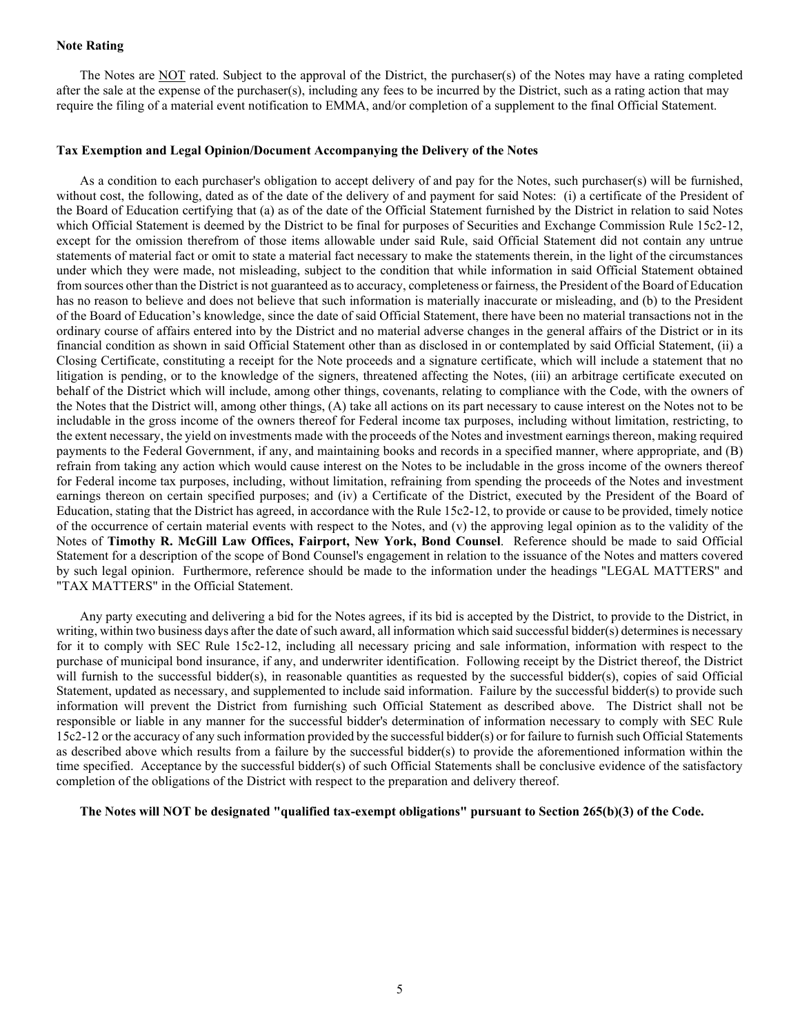**Note Rating**

The Notes are NOT rated. Subject to the approval of the District, the purchaser(s) of the Notes may have a rating completed after the sale at the expense of the purchaser(s), including any fees to be incurred by the District, such as a rating action that may require the filing of a material event notification to EMMA, and/or completion of a supplement to the final Official Statement.

**Tax Exemption and Legal Opinion/Document Accompanying the Delivery of the Notes**

As a condition to each purchaser's obligation to accept delivery of and pay for the Notes, such purchaser(s) will be furnished, without cost, the following, dated as of the date of the delivery of and payment for said Notes: (i) a certificate of the President of the Board of Education certifying that (a) as of the date of the Official Statement furnished by the District in relation to said Notes which Official Statement is deemed by the District to be final for purposes of Securities and Exchange Commission Rule 15c2-12, except for the omission therefrom of those items allowable under said Rule, said Official Statement did not contain any untrue statements of material fact or omit to state a material fact necessary to make the statements therein, in the light of the circumstances under which they were made, not misleading, subject to the condition that while information in said Official Statement obtained from sources other than the District is not guaranteed as to accuracy, completeness or fairness, the President of the Board of Education has no reason to believe and does not believe that such information is materially inaccurate or misleading, and (b) to the President of the Board of Education's knowledge, since the date of said Official Statement, there have been no material transactions not in the ordinary course of affairs entered into by the District and no material adverse changes in the general affairs of the District or in its financial condition as shown in said Official Statement other than as disclosed in or contemplated by said Official Statement, (ii) a Closing Certificate, constituting a receipt for the Note proceeds and a signature certificate, which will include a statement that no litigation is pending, or to the knowledge of the signers, threatened affecting the Notes, (iii) an arbitrage certificate executed on behalf of the District which will include, among other things, covenants, relating to compliance with the Code, with the owners of the Notes that the District will, among other things, (A) take all actions on its part necessary to cause interest on the Notes not to be includable in the gross income of the owners thereof for Federal income tax purposes, including without limitation, restricting, to the extent necessary, the yield on investments made with the proceeds of the Notes and investment earnings thereon, making required payments to the Federal Government, if any, and maintaining books and records in a specified manner, where appropriate, and (B) refrain from taking any action which would cause interest on the Notes to be includable in the gross income of the owners thereof for Federal income tax purposes, including, without limitation, refraining from spending the proceeds of the Notes and investment earnings thereon on certain specified purposes; and (iv) a Certificate of the District, executed by the President of the Board of Education, stating that the District has agreed, in accordance with the Rule 15c2-12, to provide or cause to be provided, timely notice of the occurrence of certain material events with respect to the Notes, and (v) the approving legal opinion as to the validity of the Notes of **Timothy R. McGill Law Offices, Fairport, New York, Bond Counsel**. Reference should be made to said Official Statement for a description of the scope of Bond Counsel's engagement in relation to the issuance of the Notes and matters covered by such legal opinion. Furthermore, reference should be made to the information under the headings "LEGAL MATTERS" and "TAX MATTERS" in the Official Statement.

Any party executing and delivering a bid for the Notes agrees, if its bid is accepted by the District, to provide to the District, in writing, within two business days after the date of such award, all information which said successful bidder(s) determines is necessary for it to comply with SEC Rule 15c2-12, including all necessary pricing and sale information, information with respect to the purchase of municipal bond insurance, if any, and underwriter identification. Following receipt by the District thereof, the District will furnish to the successful bidder(s), in reasonable quantities as requested by the successful bidder(s), copies of said Official Statement, updated as necessary, and supplemented to include said information. Failure by the successful bidder(s) to provide such information will prevent the District from furnishing such Official Statement as described above. The District shall not be responsible or liable in any manner for the successful bidder's determination of information necessary to comply with SEC Rule 15c2-12 or the accuracy of any such information provided by the successful bidder(s) or for failure to furnish such Official Statements as described above which results from a failure by the successful bidder(s) to provide the aforementioned information within the time specified. Acceptance by the successful bidder(s) of such Official Statements shall be conclusive evidence of the satisfactory completion of the obligations of the District with respect to the preparation and delivery thereof.

**The Notes will NOT be designated "qualified tax-exempt obligations" pursuant to Section 265(b)(3) of the Code.**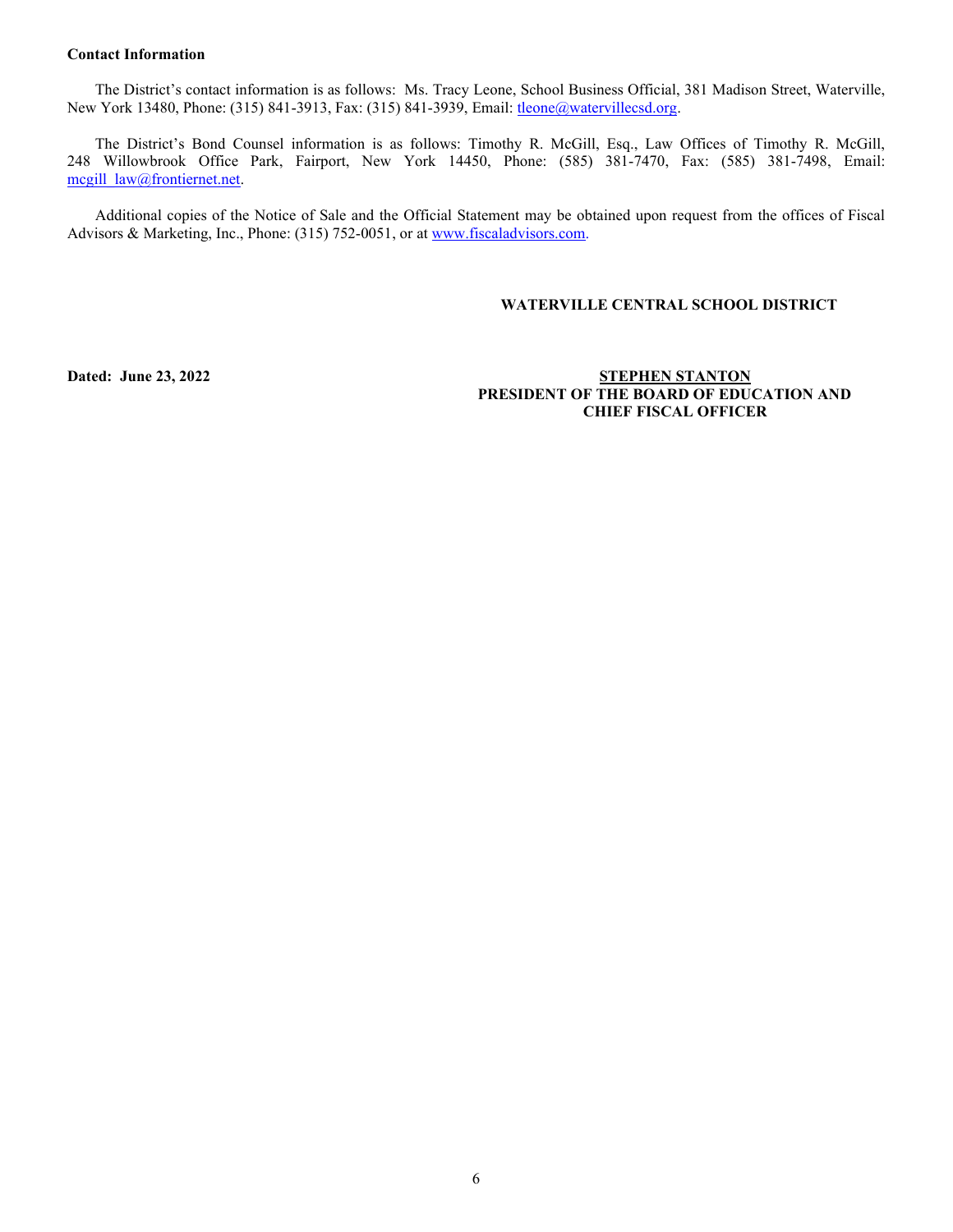**Contact Information**

The District's contact information is as follows: Ms. Tracy Leone, School Business Official, 381 Madison Street, Waterville, New York 13480, Phone: (315) 841-3913, Fax: (315) 841-3939, Email: tleone@watervillecsd.org.

The District's Bond Counsel information is as follows: Timothy R. McGill, Esq., Law Offices of Timothy R. McGill, 248 Willowbrook Office Park, Fairport, New York 14450, Phone: (585) 381-7470, Fax: (585) 381-7498, Email: mcgill_law@frontiernet.net.

Additional copies of the Notice of Sale and the Official Statement may be obtained upon request from the offices of Fiscal Advisors & Marketing, Inc., Phone: (315) 752-0051, or at www.fiscaladvisors.com.

**WATERVILLE CENTRAL SCHOOL DISTRICT**

**Dated: June 23, 2022**

**STEPHEN STANTON**
**PRESIDENT OF THE BOARD OF EDUCATION AND CHIEF FISCAL OFFICER**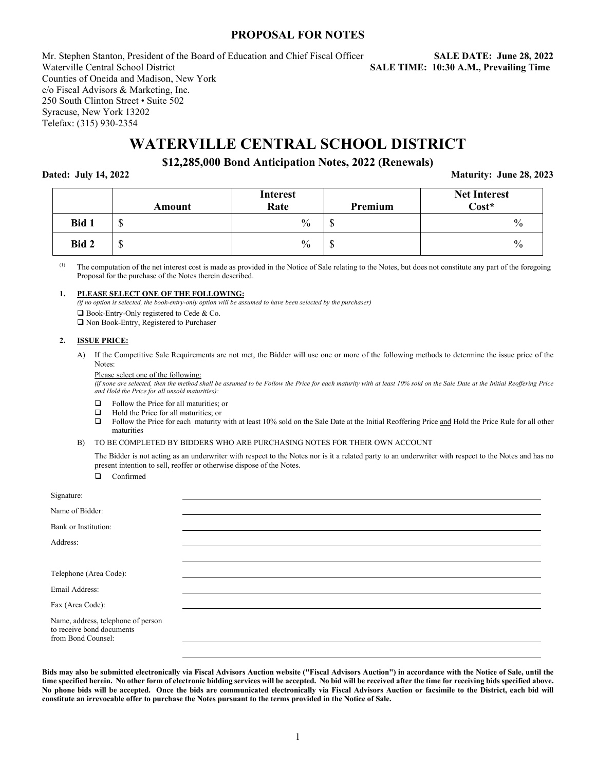## PROPOSAL FOR NOTES

Mr. Stephen Stanton, President of the Board of Education and Chief Fiscal Officer
Waterville Central School District
Counties of Oneida and Madison, New York
c/o Fiscal Advisors & Marketing, Inc.
250 South Clinton Street • Suite 502
Syracuse, New York 13202
Telefax: (315) 930-2354

**SALE DATE: June 28, 2022**
**SALE TIME: 10:30 A.M., Prevailing Time**

# WATERVILLE CENTRAL SCHOOL DISTRICT

## $12,285,000 Bond Anticipation Notes, 2022 (Renewals)

**Dated: July 14, 2022** **Maturity: June 28, 2023**

| | Amount | Interest Rate | Premium | Net Interest Cost* |
|---|---|---|---|---|
| **Bid 1** | $ | % | $ | % |
| **Bid 2** | $ | % | $ | % |

(1) The computation of the net interest cost is made as provided in the Notice of Sale relating to the Notes, but does not constitute any part of the foregoing Proposal for the purchase of the Notes therein described.

**1. PLEASE SELECT ONE OF THE FOLLOWING:**
*(if no option is selected, the book-entry-only option will be assumed to have been selected by the purchaser)*

- ☐ Book-Entry-Only registered to Cede & Co.
- ☐ Non Book-Entry, Registered to Purchaser

**2. ISSUE PRICE:**

A) If the Competitive Sale Requirements are not met, the Bidder will use one or more of the following methods to determine the issue price of the Notes:

Please select one of the following:
*(if none are selected, then the method shall be assumed to be Follow the Price for each maturity with at least 10% sold on the Sale Date at the Initial Reoffering Price and Hold the Price for all unsold maturities):*

- ☐ Follow the Price for all maturities; or
- ☐ Hold the Price for all maturities; or
- ☐ Follow the Price for each maturity with at least 10% sold on the Sale Date at the Initial Reoffering Price and Hold the Price Rule for all other maturities

B) TO BE COMPLETED BY BIDDERS WHO ARE PURCHASING NOTES FOR THEIR OWN ACCOUNT

The Bidder is not acting as an underwriter with respect to the Notes nor is it a related party to an underwriter with respect to the Notes and has no present intention to sell, reoffer or otherwise dispose of the Notes.

- ☐ Confirmed

Signature: ____________________

Name of Bidder: ____________________

Bank or Institution: ____________________

Address: ____________________

____________________

Telephone (Area Code): ____________________

Email Address: ____________________

Fax (Area Code): ____________________

Name, address, telephone of person to receive bond documents from Bond Counsel: ____________________

____________________

**Bids may also be submitted electronically via Fiscal Advisors Auction website ("Fiscal Advisors Auction") in accordance with the Notice of Sale, until the time specified herein. No other form of electronic bidding services will be accepted. No bid will be received after the time for receiving bids specified above. No phone bids will be accepted. Once the bids are communicated electronically via Fiscal Advisors Auction or facsimile to the District, each bid will constitute an irrevocable offer to purchase the Notes pursuant to the terms provided in the Notice of Sale.**